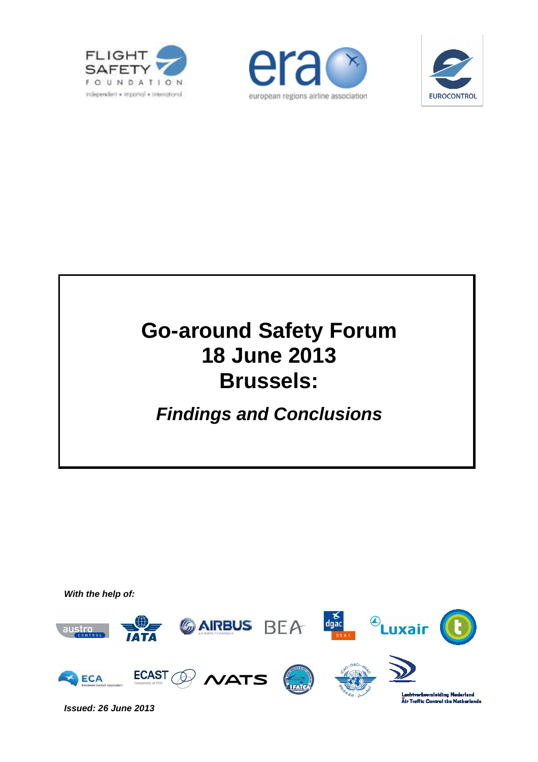# Go-around Safety Forum
# 18 June 2013
# Brussels:

## *Findings and Conclusions*

***With the help of:***

***Issued: 26 June 2013***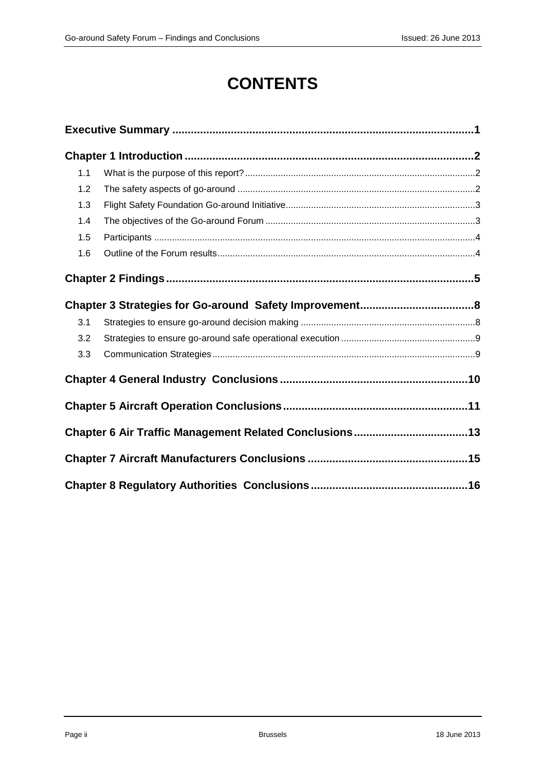# CONTENTS

**Executive Summary .................................................................................................1**

**Chapter 1 Introduction ..............................................................................................2**

- 1.1 What is the purpose of this report? ..........................................................................................2
- 1.2 The safety aspects of go-around .............................................................................................2
- 1.3 Flight Safety Foundation Go-around Initiative..........................................................................3
- 1.4 The objectives of the Go-around Forum ..................................................................................3
- 1.5 Participants .............................................................................................................................4
- 1.6 Outline of the Forum results.....................................................................................................4

**Chapter 2 Findings ....................................................................................................5**

**Chapter 3 Strategies for Go-around Safety Improvement.....................................8**

- 3.1 Strategies to ensure go-around decision making ....................................................................8
- 3.2 Strategies to ensure go-around safe operational execution ....................................................9
- 3.3 Communication Strategies.......................................................................................................9

**Chapter 4 General Industry Conclusions .............................................................10**

**Chapter 5 Aircraft Operation Conclusions............................................................11**

**Chapter 6 Air Traffic Management Related Conclusions.....................................13**

**Chapter 7 Aircraft Manufacturers Conclusions ....................................................15**

**Chapter 8 Regulatory Authorities Conclusions...................................................16**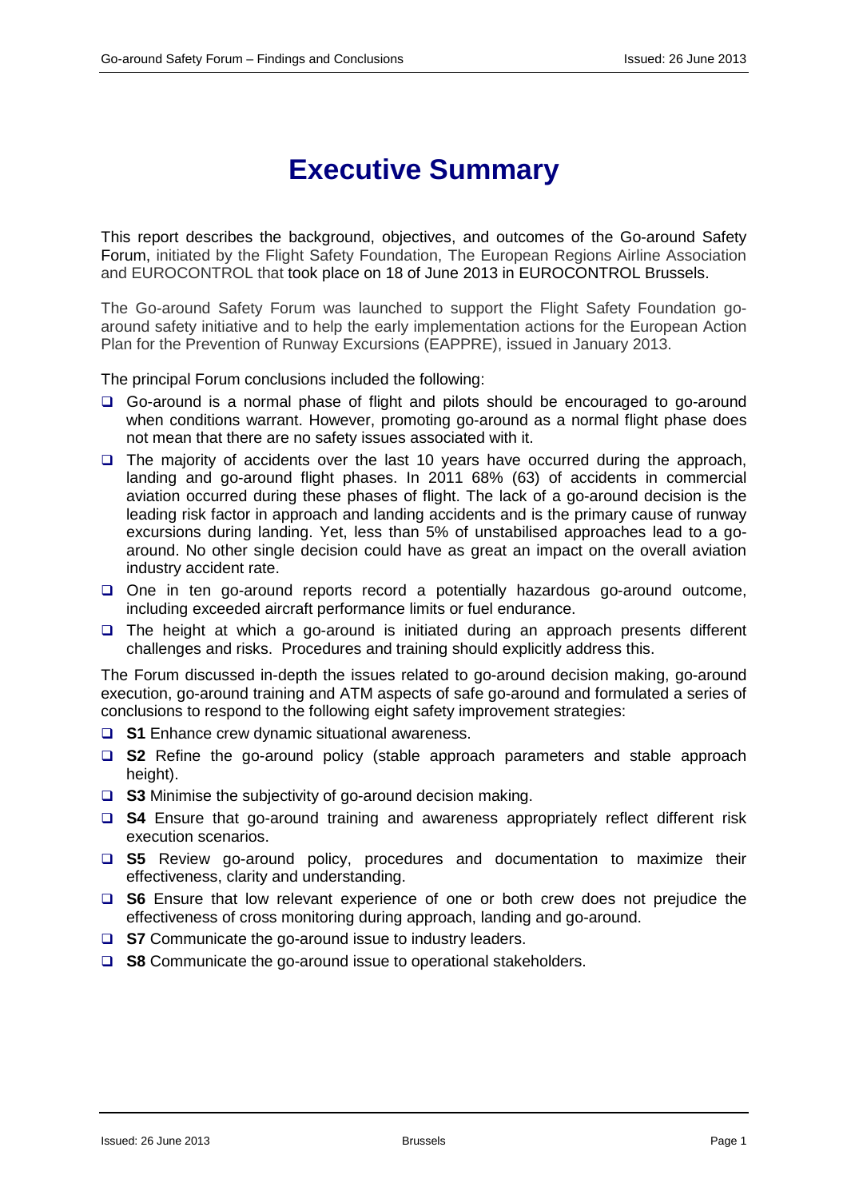# Executive Summary

This report describes the background, objectives, and outcomes of the Go-around Safety Forum, initiated by the Flight Safety Foundation, The European Regions Airline Association and EUROCONTROL that took place on 18 of June 2013 in EUROCONTROL Brussels.

The Go-around Safety Forum was launched to support the Flight Safety Foundation go-around safety initiative and to help the early implementation actions for the European Action Plan for the Prevention of Runway Excursions (EAPPRE), issued in January 2013.

The principal Forum conclusions included the following:

- Go-around is a normal phase of flight and pilots should be encouraged to go-around when conditions warrant. However, promoting go-around as a normal flight phase does not mean that there are no safety issues associated with it.
- The majority of accidents over the last 10 years have occurred during the approach, landing and go-around flight phases. In 2011 68% (63) of accidents in commercial aviation occurred during these phases of flight. The lack of a go-around decision is the leading risk factor in approach and landing accidents and is the primary cause of runway excursions during landing. Yet, less than 5% of unstabilised approaches lead to a go-around. No other single decision could have as great an impact on the overall aviation industry accident rate.
- One in ten go-around reports record a potentially hazardous go-around outcome, including exceeded aircraft performance limits or fuel endurance.
- The height at which a go-around is initiated during an approach presents different challenges and risks. Procedures and training should explicitly address this.

The Forum discussed in-depth the issues related to go-around decision making, go-around execution, go-around training and ATM aspects of safe go-around and formulated a series of conclusions to respond to the following eight safety improvement strategies:

- **S1** Enhance crew dynamic situational awareness.
- **S2** Refine the go-around policy (stable approach parameters and stable approach height).
- **S3** Minimise the subjectivity of go-around decision making.
- **S4** Ensure that go-around training and awareness appropriately reflect different risk execution scenarios.
- **S5** Review go-around policy, procedures and documentation to maximize their effectiveness, clarity and understanding.
- **S6** Ensure that low relevant experience of one or both crew does not prejudice the effectiveness of cross monitoring during approach, landing and go-around.
- **S7** Communicate the go-around issue to industry leaders.
- **S8** Communicate the go-around issue to operational stakeholders.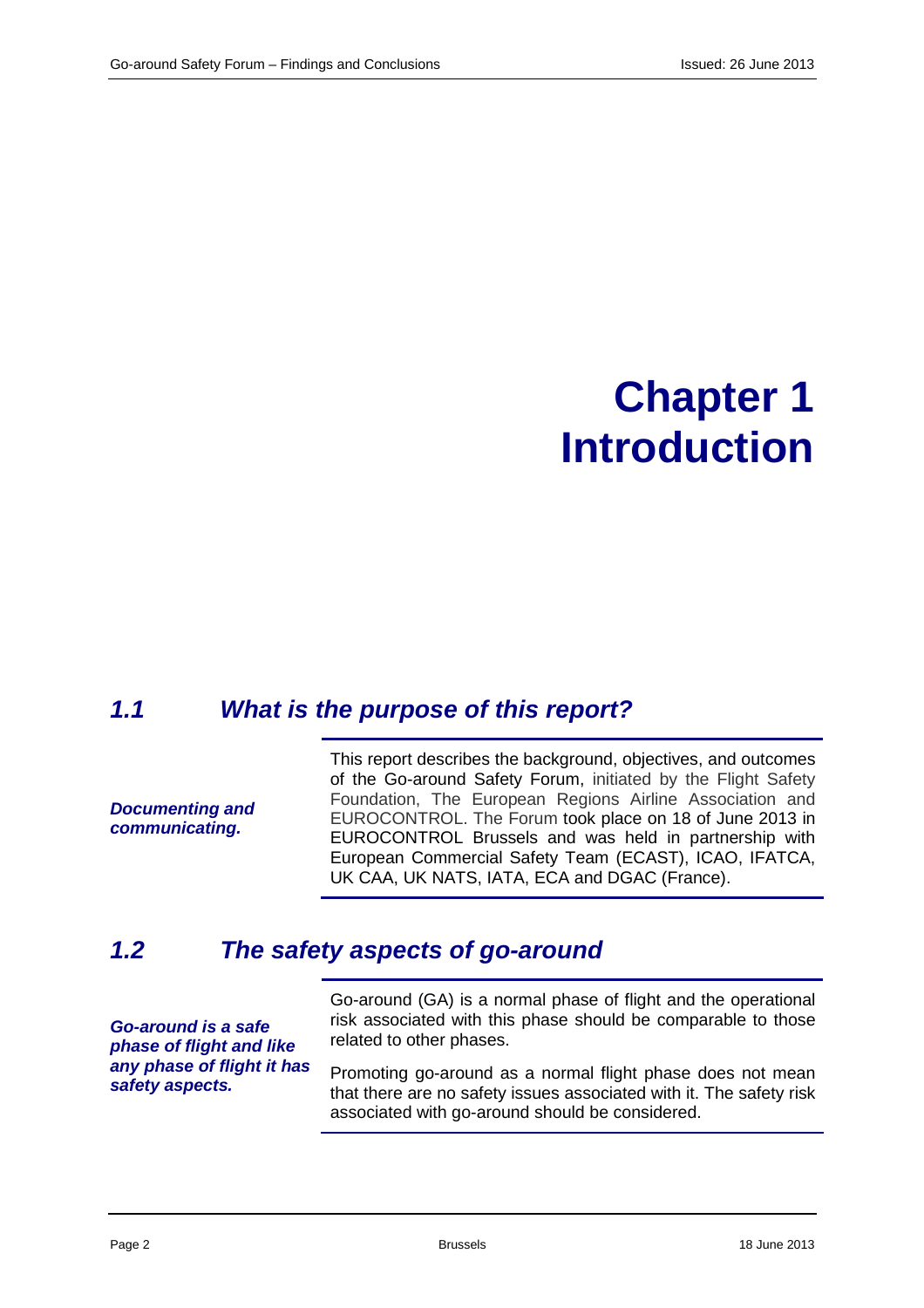# Chapter 1 Introduction

## 1.1 What is the purpose of this report?

***Documenting and communicating.***

This report describes the background, objectives, and outcomes of the Go-around Safety Forum, initiated by the Flight Safety Foundation, The European Regions Airline Association and EUROCONTROL. The Forum took place on 18 of June 2013 in EUROCONTROL Brussels and was held in partnership with European Commercial Safety Team (ECAST), ICAO, IFATCA, UK CAA, UK NATS, IATA, ECA and DGAC (France).

## 1.2 The safety aspects of go-around

***Go-around is a safe phase of flight and like any phase of flight it has safety aspects.***

Go-around (GA) is a normal phase of flight and the operational risk associated with this phase should be comparable to those related to other phases.

Promoting go-around as a normal flight phase does not mean that there are no safety issues associated with it. The safety risk associated with go-around should be considered.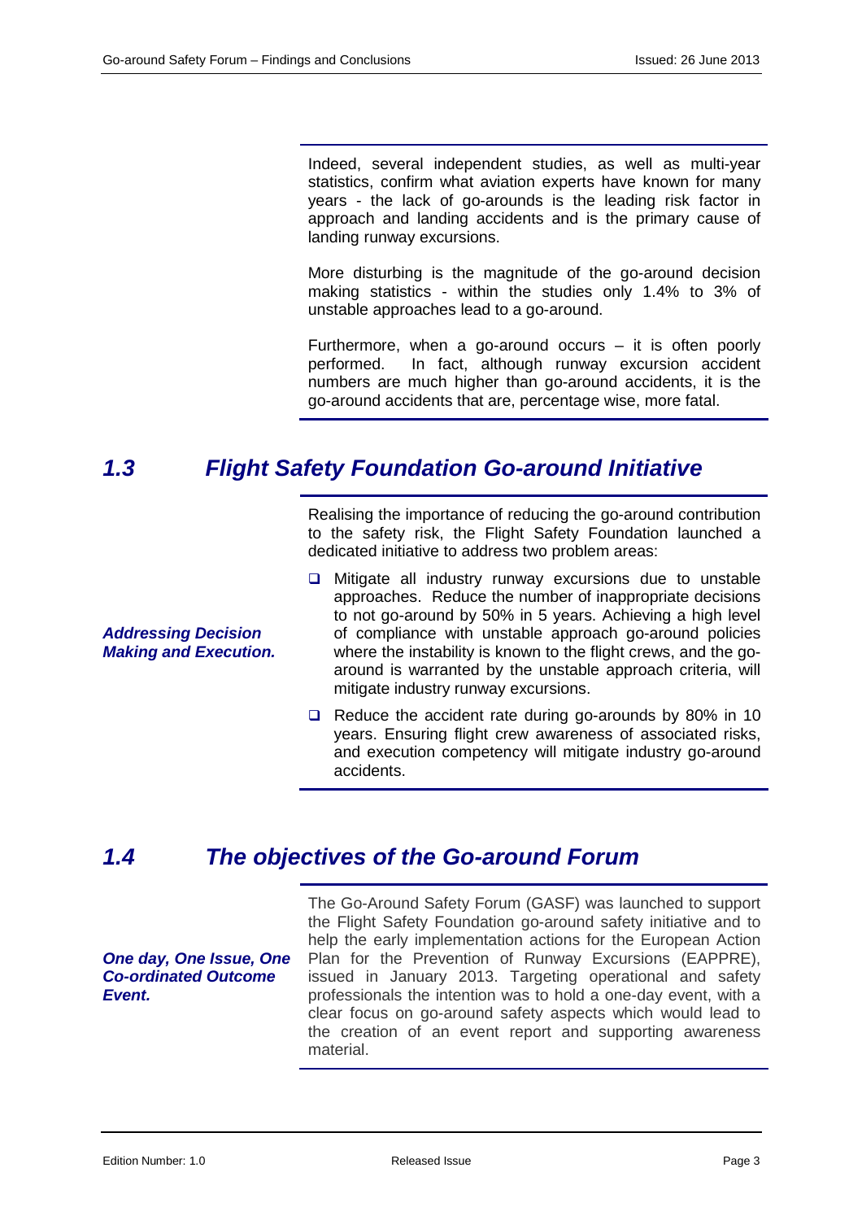Indeed, several independent studies, as well as multi-year statistics, confirm what aviation experts have known for many years - the lack of go-arounds is the leading risk factor in approach and landing accidents and is the primary cause of landing runway excursions.

More disturbing is the magnitude of the go-around decision making statistics - within the studies only 1.4% to 3% of unstable approaches lead to a go-around.

Furthermore, when a go-around occurs – it is often poorly performed. In fact, although runway excursion accident numbers are much higher than go-around accidents, it is the go-around accidents that are, percentage wise, more fatal.

## *1.3 Flight Safety Foundation Go-around Initiative*

Realising the importance of reducing the go-around contribution to the safety risk, the Flight Safety Foundation launched a dedicated initiative to address two problem areas:

***Addressing Decision Making and Execution.***

- Mitigate all industry runway excursions due to unstable approaches. Reduce the number of inappropriate decisions to not go-around by 50% in 5 years. Achieving a high level of compliance with unstable approach go-around policies where the instability is known to the flight crews, and the go-around is warranted by the unstable approach criteria, will mitigate industry runway excursions.
- Reduce the accident rate during go-arounds by 80% in 10 years. Ensuring flight crew awareness of associated risks, and execution competency will mitigate industry go-around accidents.

## *1.4 The objectives of the Go-around Forum*

***One day, One Issue, One Co-ordinated Outcome Event.***

The Go-Around Safety Forum (GASF) was launched to support the Flight Safety Foundation go-around safety initiative and to help the early implementation actions for the European Action Plan for the Prevention of Runway Excursions (EAPPRE), issued in January 2013. Targeting operational and safety professionals the intention was to hold a one-day event, with a clear focus on go-around safety aspects which would lead to the creation of an event report and supporting awareness material.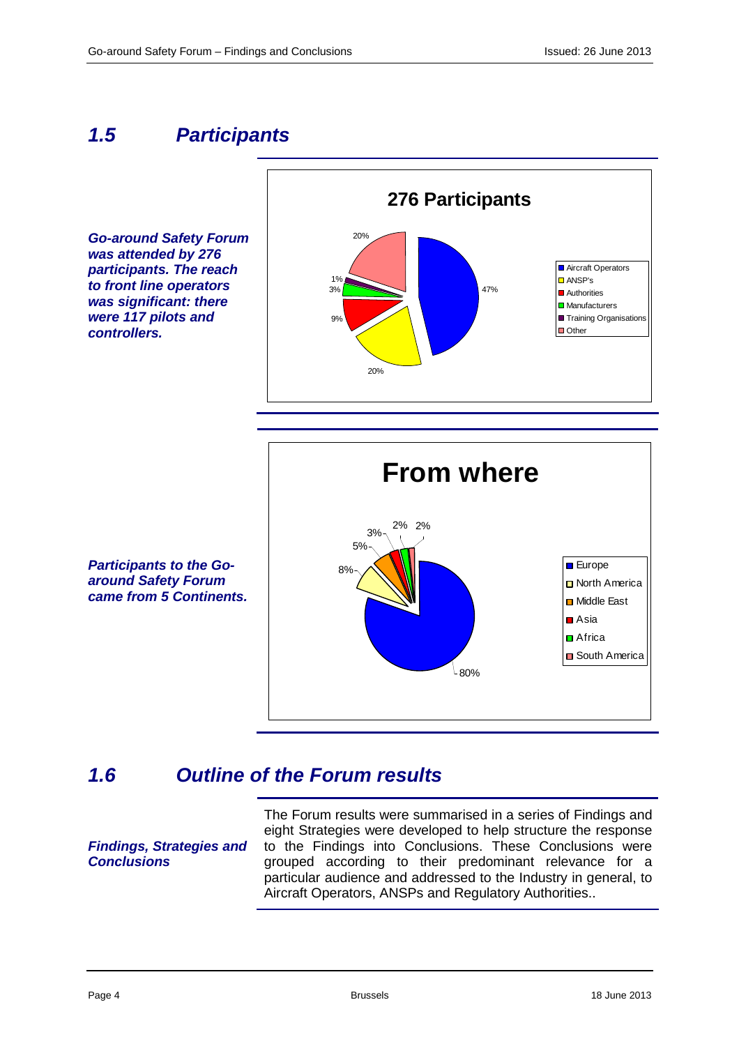## 1.5 Participants

***Go-around Safety Forum was attended by 276 participants. The reach to front line operators was significant: there were 117 pilots and controllers.***

**276 Participants**

| Category | Share |
| --- | --- |
| Aircraft Operators | 47% |
| ANSP's | 20% |
| Authorities | 9% |
| Manufacturers | 3% |
| Training Organisations | 1% |
| Other | 20% |

***Participants to the Go-around Safety Forum came from 5 Continents.***

**From where**

| Region | Share |
| --- | --- |
| Europe | 80% |
| North America | 8% |
| Middle East | 5% |
| Asia | 3% |
| Africa | 2% |
| South America | 2% |

## 1.6 Outline of the Forum results

***Findings, Strategies and Conclusions***

The Forum results were summarised in a series of Findings and eight Strategies were developed to help structure the response to the Findings into Conclusions. These Conclusions were grouped according to their predominant relevance for a particular audience and addressed to the Industry in general, to Aircraft Operators, ANSPs and Regulatory Authorities..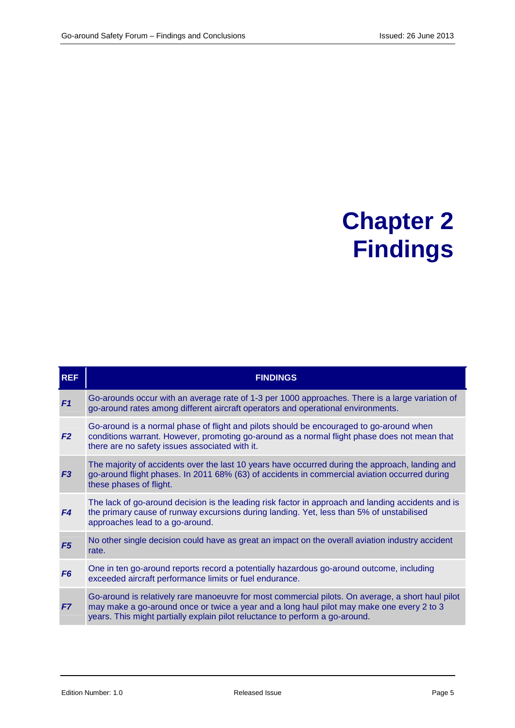# Chapter 2 Findings

| REF | FINDINGS |
|---|---|
| ***F1*** | Go-arounds occur with an average rate of 1-3 per 1000 approaches. There is a large variation of go-around rates among different aircraft operators and operational environments. |
| ***F2*** | Go-around is a normal phase of flight and pilots should be encouraged to go-around when conditions warrant. However, promoting go-around as a normal flight phase does not mean that there are no safety issues associated with it. |
| ***F3*** | The majority of accidents over the last 10 years have occurred during the approach, landing and go-around flight phases. In 2011 68% (63) of accidents in commercial aviation occurred during these phases of flight. |
| ***F4*** | The lack of go-around decision is the leading risk factor in approach and landing accidents and is the primary cause of runway excursions during landing. Yet, less than 5% of unstabilised approaches lead to a go-around. |
| ***F5*** | No other single decision could have as great an impact on the overall aviation industry accident rate. |
| ***F6*** | One in ten go-around reports record a potentially hazardous go-around outcome, including exceeded aircraft performance limits or fuel endurance. |
| ***F7*** | Go-around is relatively rare manoeuvre for most commercial pilots. On average, a short haul pilot may make a go-around once or twice a year and a long haul pilot may make one every 2 to 3 years. This might partially explain pilot reluctance to perform a go-around. |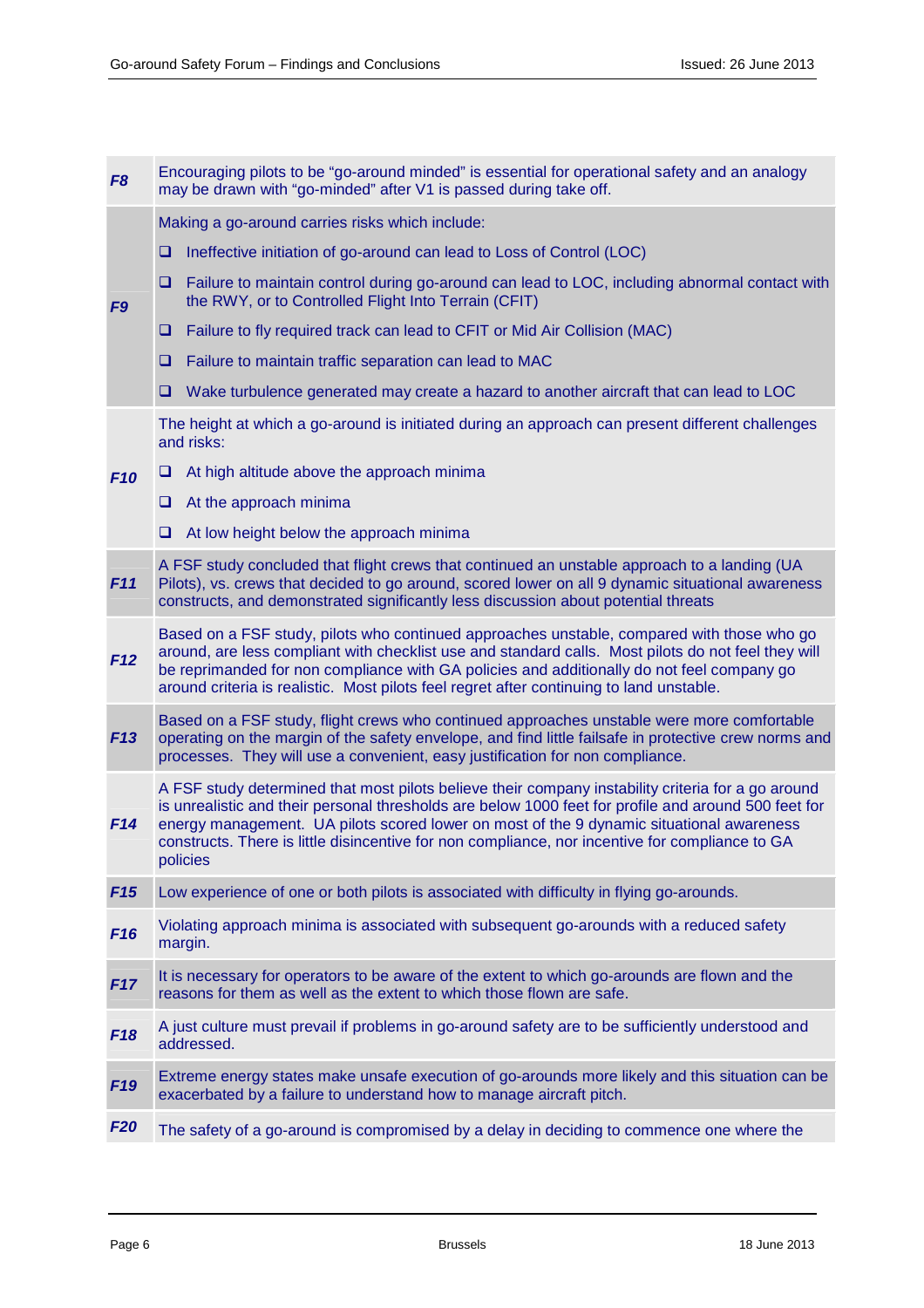| | |
|---|---|
| ***F8*** | Encouraging pilots to be "go-around minded" is essential for operational safety and an analogy may be drawn with "go-minded" after V1 is passed during take off. |
| ***F9*** | Making a go-around carries risks which include:<br>❑ Ineffective initiation of go-around can lead to Loss of Control (LOC)<br>❑ Failure to maintain control during go-around can lead to LOC, including abnormal contact with the RWY, or to Controlled Flight Into Terrain (CFIT)<br>❑ Failure to fly required track can lead to CFIT or Mid Air Collision (MAC)<br>❑ Failure to maintain traffic separation can lead to MAC<br>❑ Wake turbulence generated may create a hazard to another aircraft that can lead to LOC |
| ***F10*** | The height at which a go-around is initiated during an approach can present different challenges and risks:<br>❑ At high altitude above the approach minima<br>❑ At the approach minima<br>❑ At low height below the approach minima |
| ***F11*** | A FSF study concluded that flight crews that continued an unstable approach to a landing (UA Pilots), vs. crews that decided to go around, scored lower on all 9 dynamic situational awareness constructs, and demonstrated significantly less discussion about potential threats |
| ***F12*** | Based on a FSF study, pilots who continued approaches unstable, compared with those who go around, are less compliant with checklist use and standard calls. Most pilots do not feel they will be reprimanded for non compliance with GA policies and additionally do not feel company go around criteria is realistic. Most pilots feel regret after continuing to land unstable. |
| ***F13*** | Based on a FSF study, flight crews who continued approaches unstable were more comfortable operating on the margin of the safety envelope, and find little failsafe in protective crew norms and processes. They will use a convenient, easy justification for non compliance. |
| ***F14*** | A FSF study determined that most pilots believe their company instability criteria for a go around is unrealistic and their personal thresholds are below 1000 feet for profile and around 500 feet for energy management. UA pilots scored lower on most of the 9 dynamic situational awareness constructs. There is little disincentive for non compliance, nor incentive for compliance to GA policies |
| ***F15*** | Low experience of one or both pilots is associated with difficulty in flying go-arounds. |
| ***F16*** | Violating approach minima is associated with subsequent go-arounds with a reduced safety margin. |
| ***F17*** | It is necessary for operators to be aware of the extent to which go-arounds are flown and the reasons for them as well as the extent to which those flown are safe. |
| ***F18*** | A just culture must prevail if problems in go-around safety are to be sufficiently understood and addressed. |
| ***F19*** | Extreme energy states make unsafe execution of go-arounds more likely and this situation can be exacerbated by a failure to understand how to manage aircraft pitch. |
| ***F20*** | The safety of a go-around is compromised by a delay in deciding to commence one where the |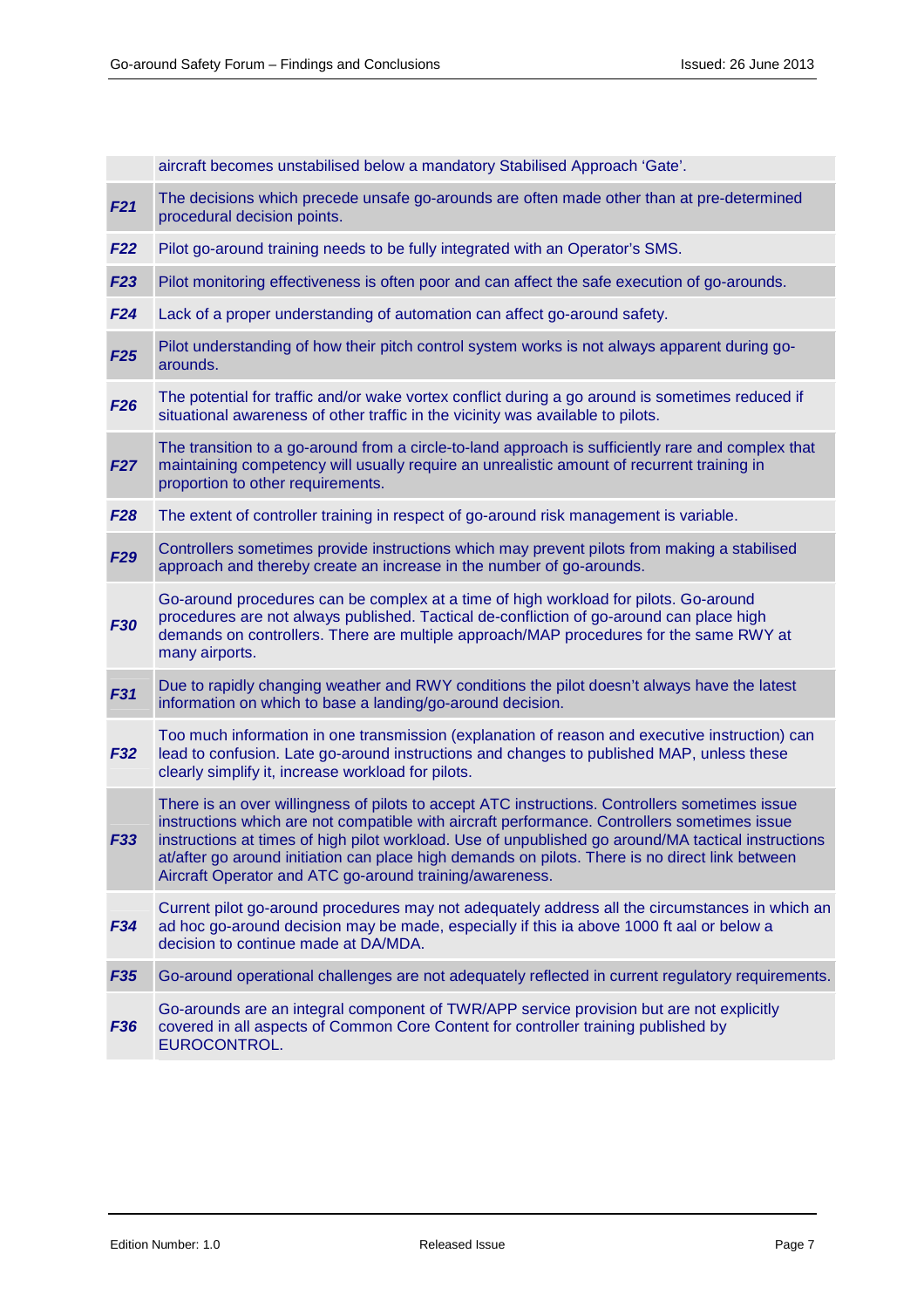| | |
|---|---|
| | aircraft becomes unstabilised below a mandatory Stabilised Approach 'Gate'. |
| ***F21*** | The decisions which precede unsafe go-arounds are often made other than at pre-determined procedural decision points. |
| ***F22*** | Pilot go-around training needs to be fully integrated with an Operator's SMS. |
| ***F23*** | Pilot monitoring effectiveness is often poor and can affect the safe execution of go-arounds. |
| ***F24*** | Lack of a proper understanding of automation can affect go-around safety. |
| ***F25*** | Pilot understanding of how their pitch control system works is not always apparent during go-arounds. |
| ***F26*** | The potential for traffic and/or wake vortex conflict during a go around is sometimes reduced if situational awareness of other traffic in the vicinity was available to pilots. |
| ***F27*** | The transition to a go-around from a circle-to-land approach is sufficiently rare and complex that maintaining competency will usually require an unrealistic amount of recurrent training in proportion to other requirements. |
| ***F28*** | The extent of controller training in respect of go-around risk management is variable. |
| ***F29*** | Controllers sometimes provide instructions which may prevent pilots from making a stabilised approach and thereby create an increase in the number of go-arounds. |
| ***F30*** | Go-around procedures can be complex at a time of high workload for pilots. Go-around procedures are not always published. Tactical de-confliction of go-around can place high demands on controllers. There are multiple approach/MAP procedures for the same RWY at many airports. |
| ***F31*** | Due to rapidly changing weather and RWY conditions the pilot doesn't always have the latest information on which to base a landing/go-around decision. |
| ***F32*** | Too much information in one transmission (explanation of reason and executive instruction) can lead to confusion. Late go-around instructions and changes to published MAP, unless these clearly simplify it, increase workload for pilots. |
| ***F33*** | There is an over willingness of pilots to accept ATC instructions. Controllers sometimes issue instructions which are not compatible with aircraft performance. Controllers sometimes issue instructions at times of high pilot workload. Use of unpublished go around/MA tactical instructions at/after go around initiation can place high demands on pilots. There is no direct link between Aircraft Operator and ATC go-around training/awareness. |
| ***F34*** | Current pilot go-around procedures may not adequately address all the circumstances in which an ad hoc go-around decision may be made, especially if this ia above 1000 ft aal or below a decision to continue made at DA/MDA. |
| ***F35*** | Go-around operational challenges are not adequately reflected in current regulatory requirements. |
| ***F36*** | Go-arounds are an integral component of TWR/APP service provision but are not explicitly covered in all aspects of Common Core Content for controller training published by EUROCONTROL. |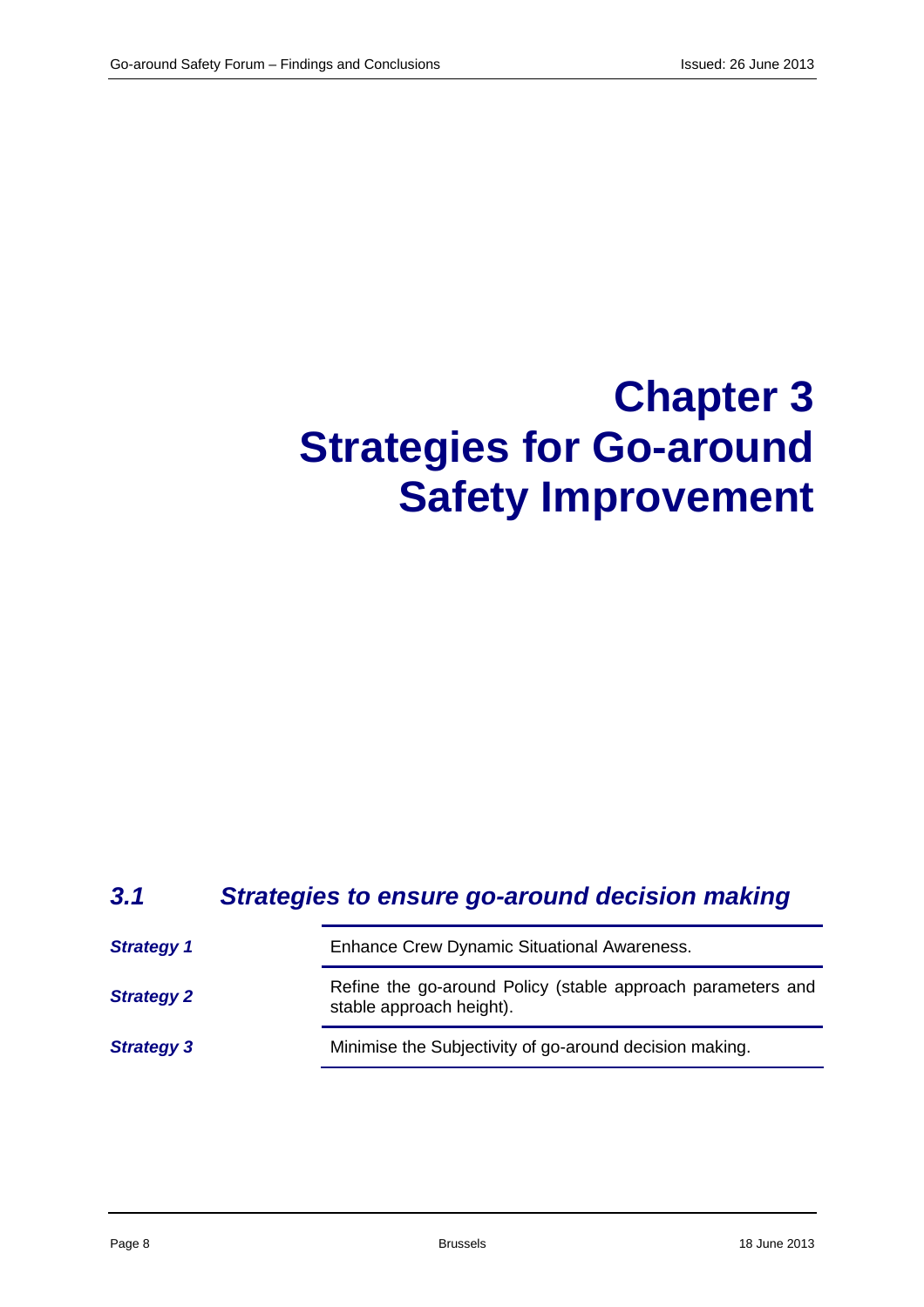# Chapter 3
# Strategies for Go-around Safety Improvement

## *3.1 Strategies to ensure go-around decision making*

| | |
|---|---|
| ***Strategy 1*** | Enhance Crew Dynamic Situational Awareness. |
| ***Strategy 2*** | Refine the go-around Policy (stable approach parameters and stable approach height). |
| ***Strategy 3*** | Minimise the Subjectivity of go-around decision making. |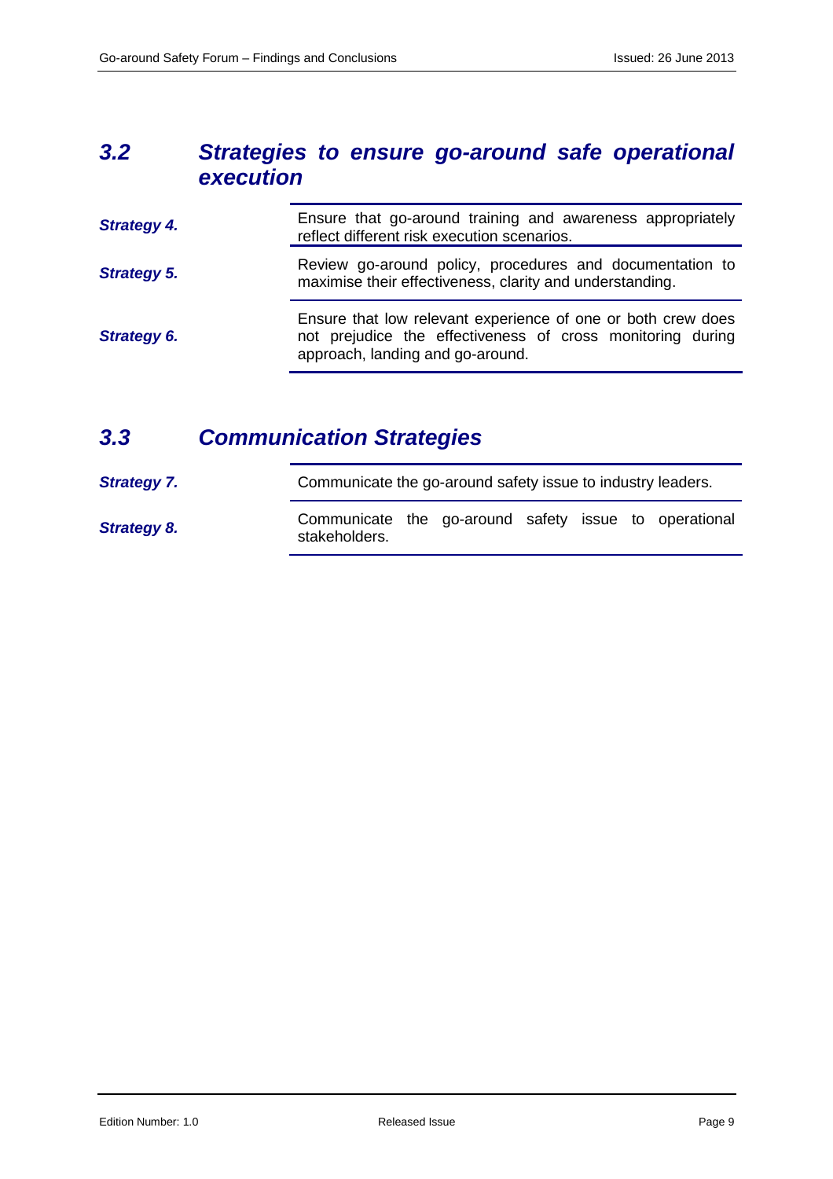## 3.2 Strategies to ensure go-around safe operational execution

| | |
|---|---|
| ***Strategy 4.*** | Ensure that go-around training and awareness appropriately reflect different risk execution scenarios. |
| ***Strategy 5.*** | Review go-around policy, procedures and documentation to maximise their effectiveness, clarity and understanding. |
| ***Strategy 6.*** | Ensure that low relevant experience of one or both crew does not prejudice the effectiveness of cross monitoring during approach, landing and go-around. |

## 3.3 Communication Strategies

| | |
|---|---|
| ***Strategy 7.*** | Communicate the go-around safety issue to industry leaders. |
| ***Strategy 8.*** | Communicate the go-around safety issue to operational stakeholders. |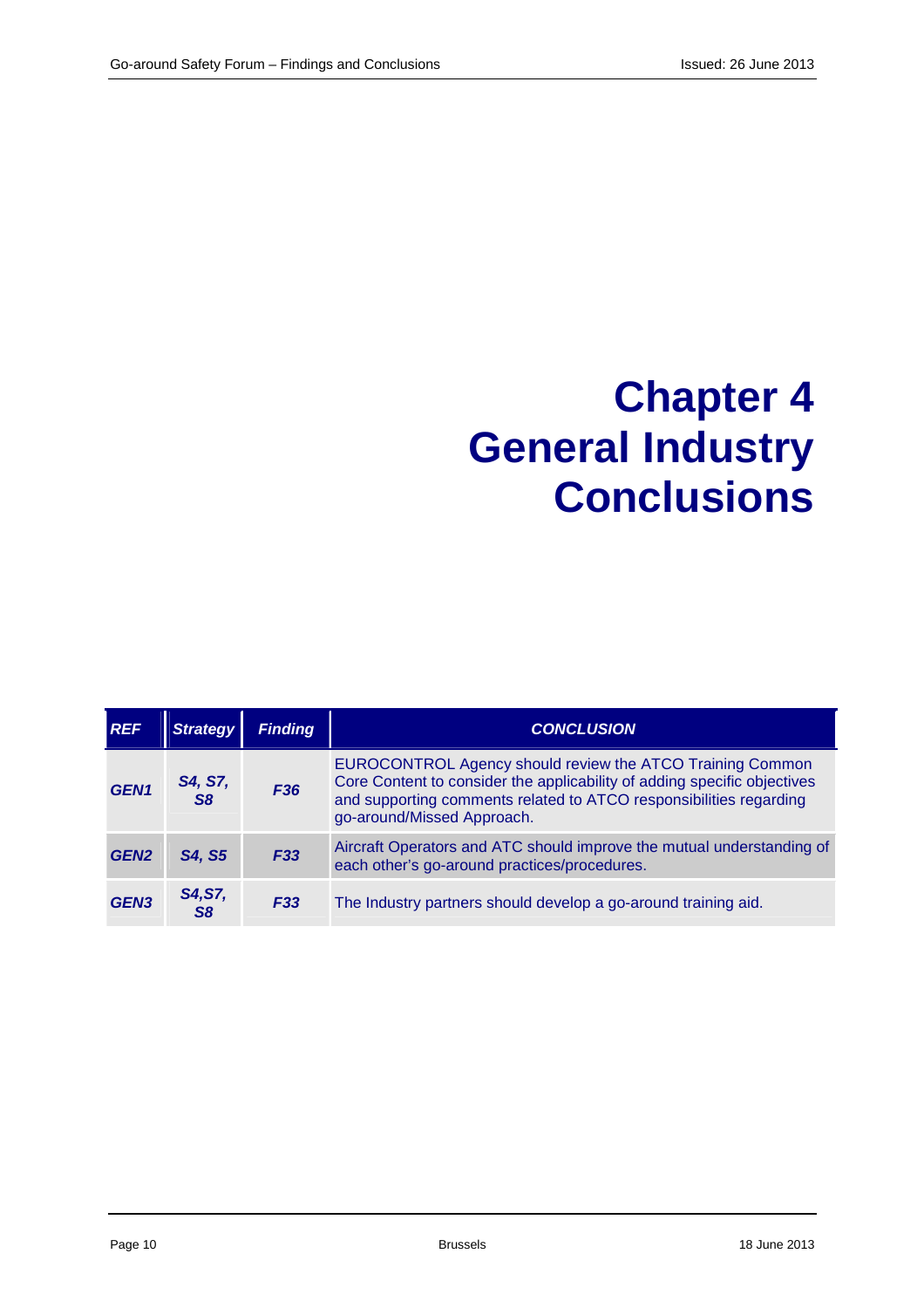# Chapter 4
# General Industry Conclusions

| REF | Strategy | Finding | CONCLUSION |
|---|---|---|---|
| GEN1 | S4, S7, S8 | F36 | EUROCONTROL Agency should review the ATCO Training Common Core Content to consider the applicability of adding specific objectives and supporting comments related to ATCO responsibilities regarding go-around/Missed Approach. |
| GEN2 | S4, S5 | F33 | Aircraft Operators and ATC should improve the mutual understanding of each other's go-around practices/procedures. |
| GEN3 | S4,S7, S8 | F33 | The Industry partners should develop a go-around training aid. |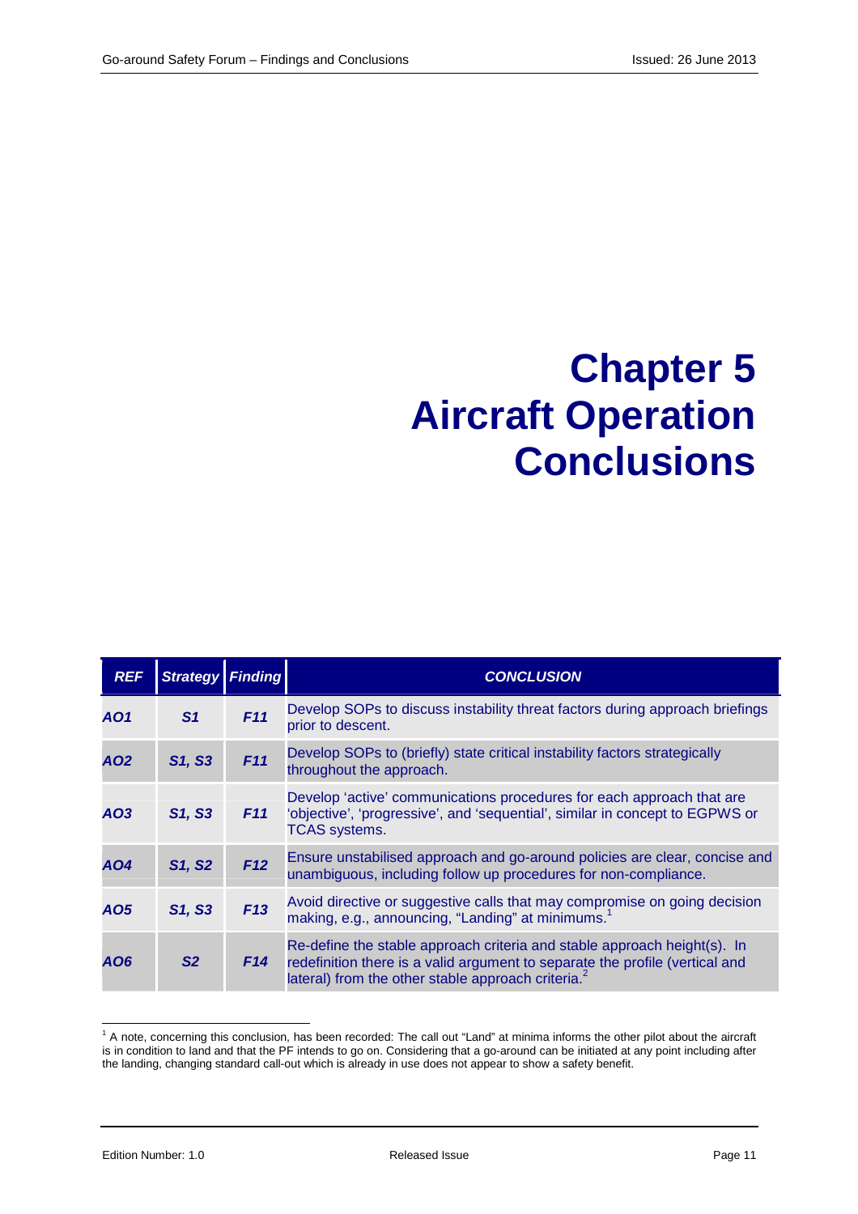# Chapter 5 Aircraft Operation Conclusions

| REF | Strategy | Finding | CONCLUSION |
|---|---|---|---|
| AO1 | S1 | F11 | Develop SOPs to discuss instability threat factors during approach briefings prior to descent. |
| AO2 | S1, S3 | F11 | Develop SOPs to (briefly) state critical instability factors strategically throughout the approach. |
| AO3 | S1, S3 | F11 | Develop 'active' communications procedures for each approach that are 'objective', 'progressive', and 'sequential', similar in concept to EGPWS or TCAS systems. |
| AO4 | S1, S2 | F12 | Ensure unstabilised approach and go-around policies are clear, concise and unambiguous, including follow up procedures for non-compliance. |
| AO5 | S1, S3 | F13 | Avoid directive or suggestive calls that may compromise on going decision making, e.g., announcing, "Landing" at minimums.[1] |
| AO6 | S2 | F14 | Re-define the stable approach criteria and stable approach height(s). In redefinition there is a valid argument to separate the profile (vertical and lateral) from the other stable approach criteria.[2] |

[1] A note, concerning this conclusion, has been recorded: The call out "Land" at minima informs the other pilot about the aircraft is in condition to land and that the PF intends to go on. Considering that a go-around can be initiated at any point including after the landing, changing standard call-out which is already in use does not appear to show a safety benefit.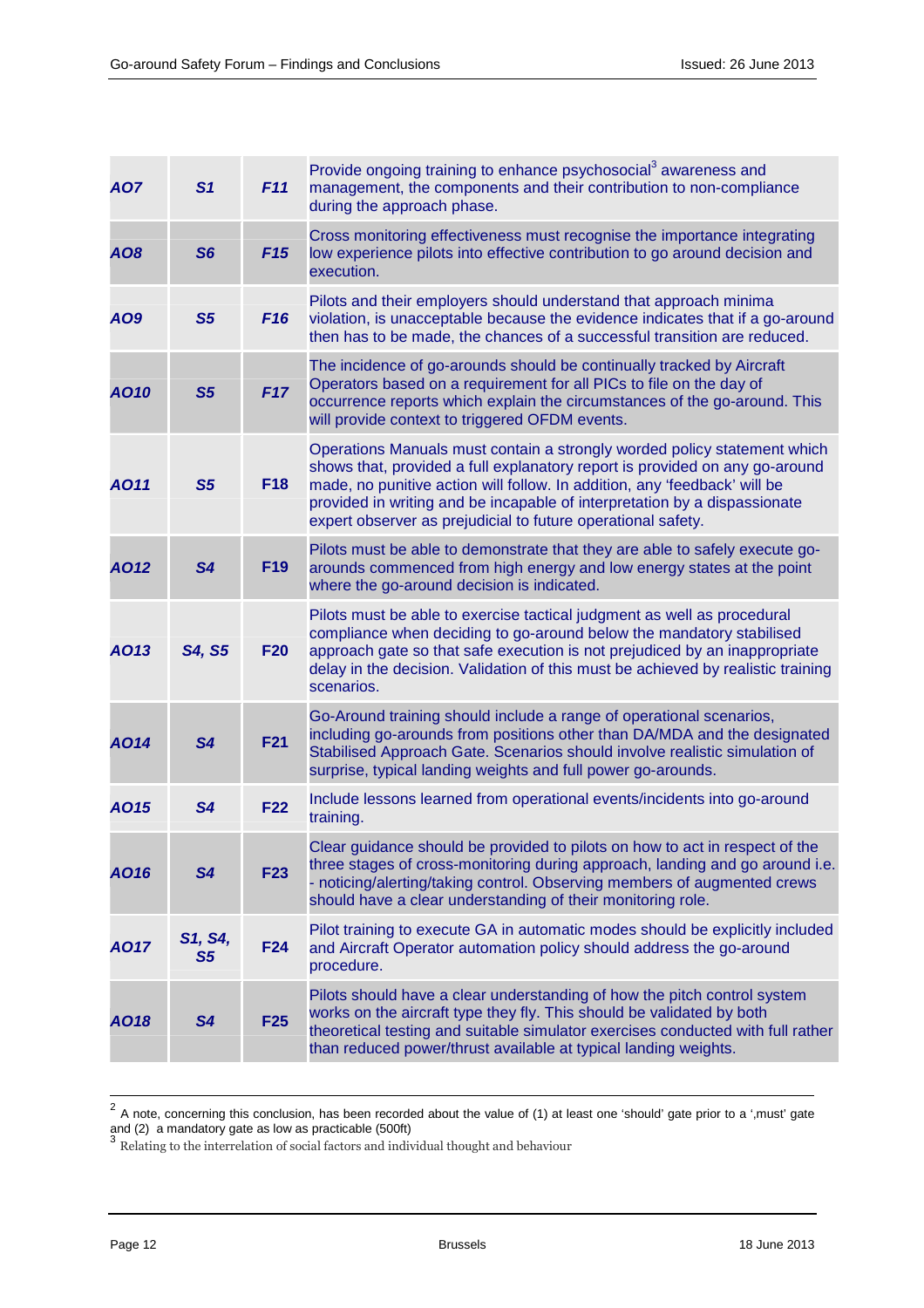| | | | |
|---|---|---|---|
| ***AO7*** | ***S1*** | ***F11*** | Provide ongoing training to enhance psychosocial[3] awareness and management, the components and their contribution to non-compliance during the approach phase. |
| ***AO8*** | ***S6*** | ***F15*** | Cross monitoring effectiveness must recognise the importance integrating low experience pilots into effective contribution to go around decision and execution. |
| ***AO9*** | ***S5*** | ***F16*** | Pilots and their employers should understand that approach minima violation, is unacceptable because the evidence indicates that if a go-around then has to be made, the chances of a successful transition are reduced. |
| ***AO10*** | ***S5*** | ***F17*** | The incidence of go-arounds should be continually tracked by Aircraft Operators based on a requirement for all PICs to file on the day of occurrence reports which explain the circumstances of the go-around. This will provide context to triggered OFDM events. |
| ***AO11*** | ***S5*** | **F18** | Operations Manuals must contain a strongly worded policy statement which shows that, provided a full explanatory report is provided on any go-around made, no punitive action will follow. In addition, any 'feedback' will be provided in writing and be incapable of interpretation by a dispassionate expert observer as prejudicial to future operational safety. |
| ***AO12*** | ***S4*** | **F19** | Pilots must be able to demonstrate that they are able to safely execute go-arounds commenced from high energy and low energy states at the point where the go-around decision is indicated. |
| ***AO13*** | ***S4, S5*** | **F20** | Pilots must be able to exercise tactical judgment as well as procedural compliance when deciding to go-around below the mandatory stabilised approach gate so that safe execution is not prejudiced by an inappropriate delay in the decision. Validation of this must be achieved by realistic training scenarios. |
| ***AO14*** | ***S4*** | **F21** | Go-Around training should include a range of operational scenarios, including go-arounds from positions other than DA/MDA and the designated Stabilised Approach Gate. Scenarios should involve realistic simulation of surprise, typical landing weights and full power go-arounds. |
| ***AO15*** | ***S4*** | **F22** | Include lessons learned from operational events/incidents into go-around training. |
| ***AO16*** | ***S4*** | **F23** | Clear guidance should be provided to pilots on how to act in respect of the three stages of cross-monitoring during approach, landing and go around i.e. - noticing/alerting/taking control. Observing members of augmented crews should have a clear understanding of their monitoring role. |
| ***AO17*** | ***S1, S4, S5*** | **F24** | Pilot training to execute GA in automatic modes should be explicitly included and Aircraft Operator automation policy should address the go-around procedure. |
| ***AO18*** | ***S4*** | **F25** | Pilots should have a clear understanding of how the pitch control system works on the aircraft type they fly. This should be validated by both theoretical testing and suitable simulator exercises conducted with full rather than reduced power/thrust available at typical landing weights. |

[2] A note, concerning this conclusion, has been recorded about the value of (1) at least one 'should' gate prior to a ',must' gate and (2) a mandatory gate as low as practicable (500ft)

[3] Relating to the interrelation of social factors and individual thought and behaviour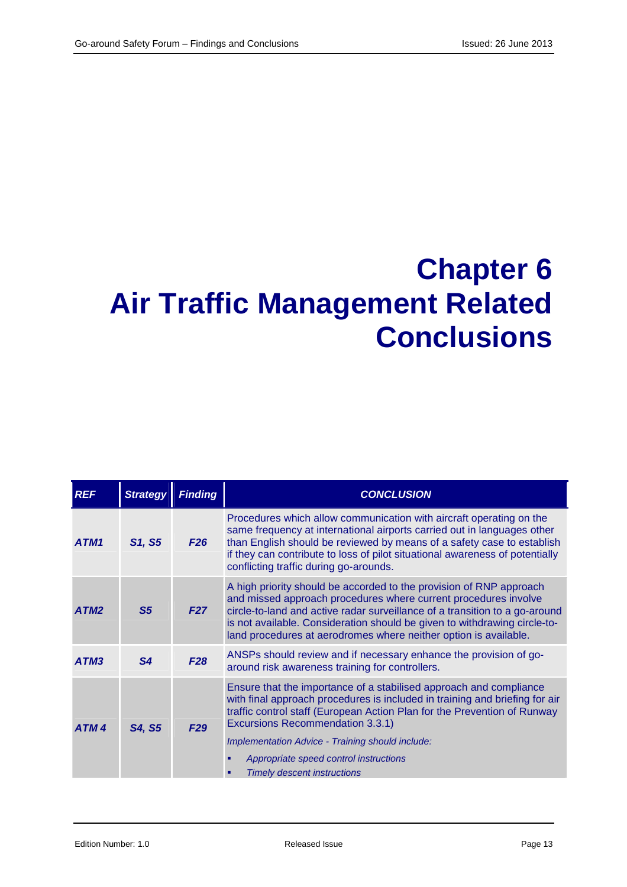# Chapter 6 Air Traffic Management Related Conclusions

| *REF* | *Strategy* | *Finding* | *CONCLUSION* |
|---|---|---|---|
| ***ATM1*** | ***S1, S5*** | ***F26*** | Procedures which allow communication with aircraft operating on the same frequency at international airports carried out in languages other than English should be reviewed by means of a safety case to establish if they can contribute to loss of pilot situational awareness of potentially conflicting traffic during go-arounds. |
| ***ATM2*** | ***S5*** | ***F27*** | A high priority should be accorded to the provision of RNP approach and missed approach procedures where current procedures involve circle-to-land and active radar surveillance of a transition to a go-around is not available. Consideration should be given to withdrawing circle-to-land procedures at aerodromes where neither option is available. |
| ***ATM3*** | ***S4*** | ***F28*** | ANSPs should review and if necessary enhance the provision of go-around risk awareness training for controllers. |
| ***ATM 4*** | ***S4, S5*** | ***F29*** | Ensure that the importance of a stabilised approach and compliance with final approach procedures is included in training and briefing for air traffic control staff (European Action Plan for the Prevention of Runway Excursions Recommendation 3.3.1)<br>*Implementation Advice - Training should include:*<br>▪ *Appropriate speed control instructions*<br>▪ *Timely descent instructions* |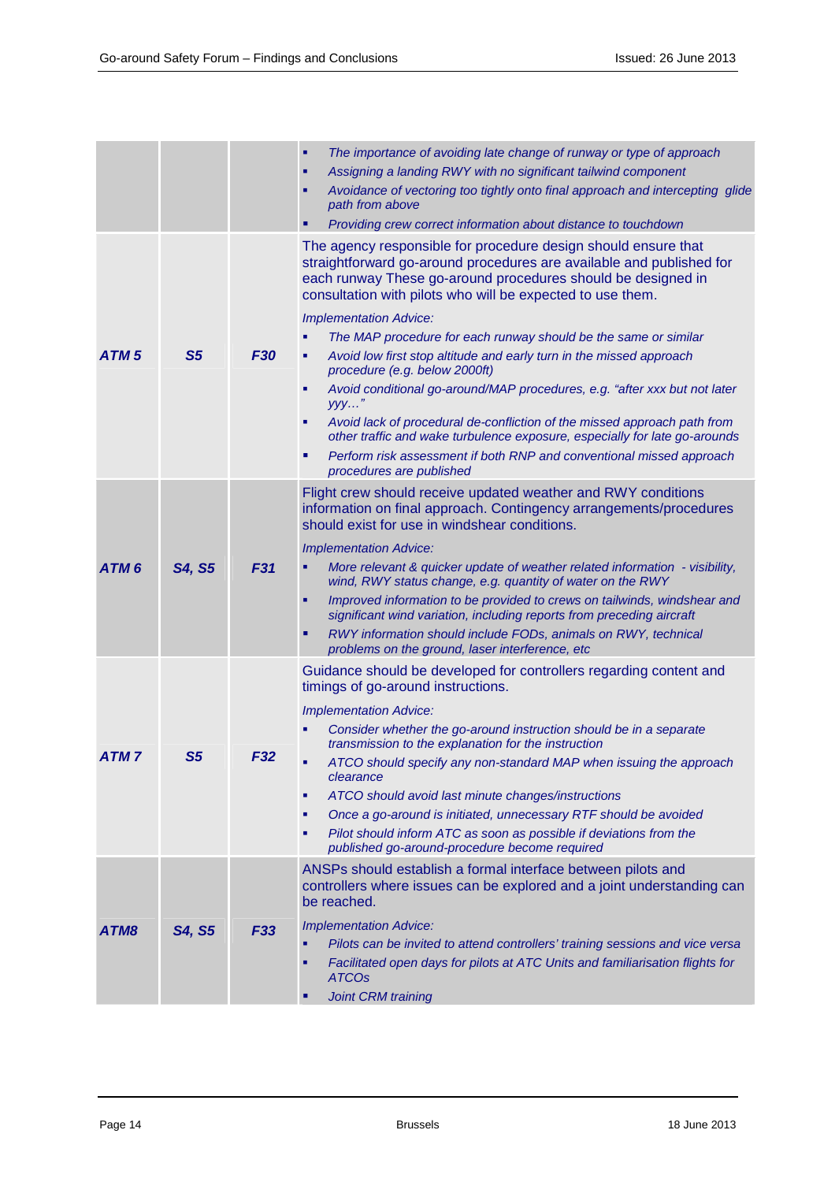| | | | |
|---|---|---|---|
| | | | ▪ *The importance of avoiding late change of runway or type of approach*<br>▪ *Assigning a landing RWY with no significant tailwind component*<br>▪ *Avoidance of vectoring too tightly onto final approach and intercepting glide path from above*<br>▪ *Providing crew correct information about distance to touchdown* |
| ***ATM 5*** | ***S5*** | ***F30*** | The agency responsible for procedure design should ensure that straightforward go-around procedures are available and published for each runway These go-around procedures should be designed in consultation with pilots who will be expected to use them.<br><br>*Implementation Advice:*<br>▪ *The MAP procedure for each runway should be the same or similar*<br>▪ *Avoid low first stop altitude and early turn in the missed approach procedure (e.g. below 2000ft)*<br>▪ *Avoid conditional go-around/MAP procedures, e.g. "after xxx but not later yyy…"*<br>▪ *Avoid lack of procedural de-confliction of the missed approach path from other traffic and wake turbulence exposure, especially for late go-arounds*<br>▪ *Perform risk assessment if both RNP and conventional missed approach procedures are published* |
| ***ATM 6*** | ***S4, S5*** | ***F31*** | Flight crew should receive updated weather and RWY conditions information on final approach. Contingency arrangements/procedures should exist for use in windshear conditions.<br><br>*Implementation Advice:*<br>▪ *More relevant & quicker update of weather related information - visibility, wind, RWY status change, e.g. quantity of water on the RWY*<br>▪ *Improved information to be provided to crews on tailwinds, windshear and significant wind variation, including reports from preceding aircraft*<br>▪ *RWY information should include FODs, animals on RWY, technical problems on the ground, laser interference, etc* |
| ***ATM 7*** | ***S5*** | ***F32*** | Guidance should be developed for controllers regarding content and timings of go-around instructions.<br><br>*Implementation Advice:*<br>▪ *Consider whether the go-around instruction should be in a separate transmission to the explanation for the instruction*<br>▪ *ATCO should specify any non-standard MAP when issuing the approach clearance*<br>▪ *ATCO should avoid last minute changes/instructions*<br>▪ *Once a go-around is initiated, unnecessary RTF should be avoided*<br>▪ *Pilot should inform ATC as soon as possible if deviations from the published go-around-procedure become required* |
| ***ATM8*** | ***S4, S5*** | ***F33*** | ANSPs should establish a formal interface between pilots and controllers where issues can be explored and a joint understanding can be reached.<br><br>*Implementation Advice:*<br>▪ *Pilots can be invited to attend controllers' training sessions and vice versa*<br>▪ *Facilitated open days for pilots at ATC Units and familiarisation flights for ATCOs*<br>▪ *Joint CRM training* |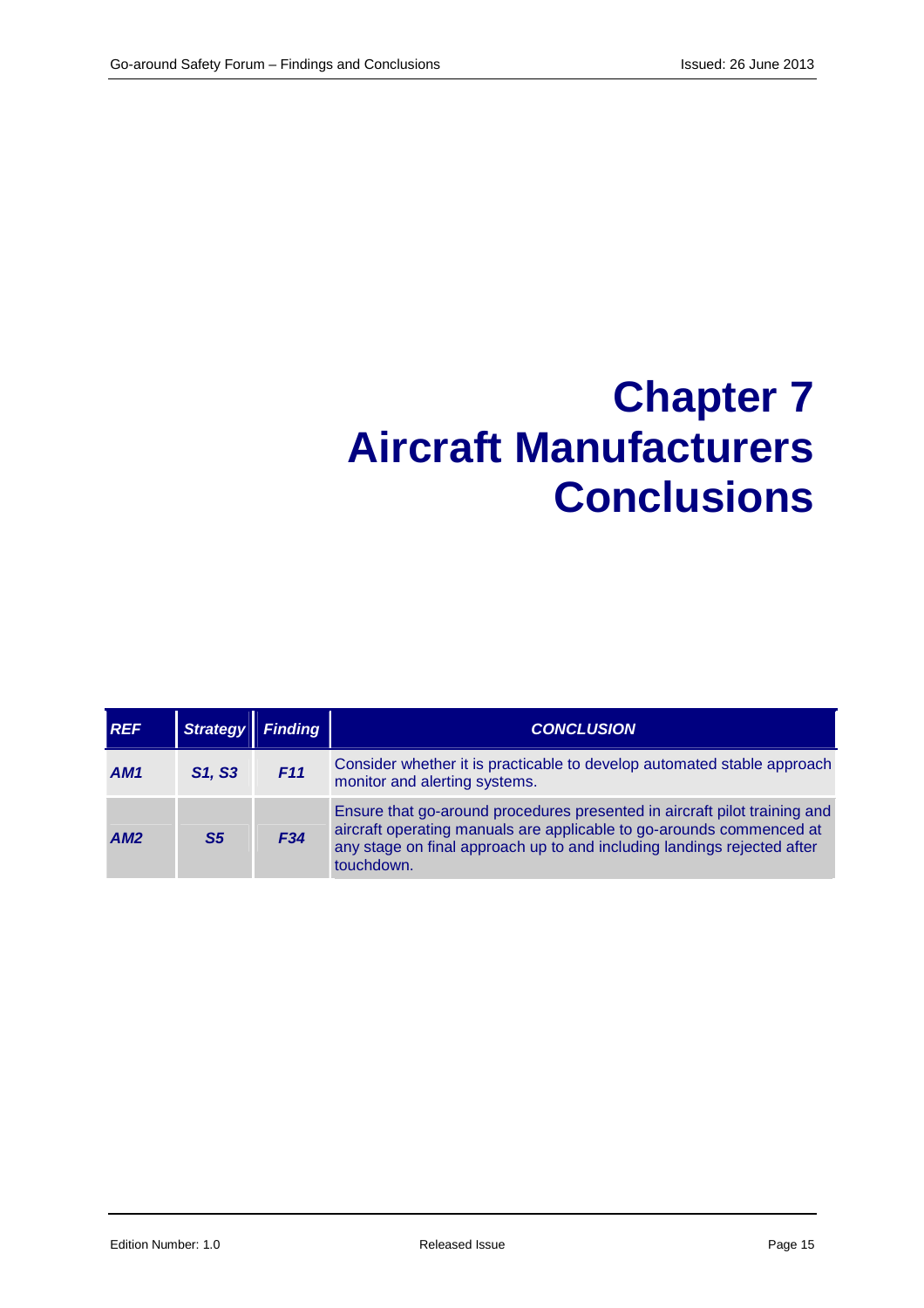# Chapter 7
# Aircraft Manufacturers Conclusions

| REF | Strategy | Finding | CONCLUSION |
|---|---|---|---|
| AM1 | S1, S3 | F11 | Consider whether it is practicable to develop automated stable approach monitor and alerting systems. |
| AM2 | S5 | F34 | Ensure that go-around procedures presented in aircraft pilot training and aircraft operating manuals are applicable to go-arounds commenced at any stage on final approach up to and including landings rejected after touchdown. |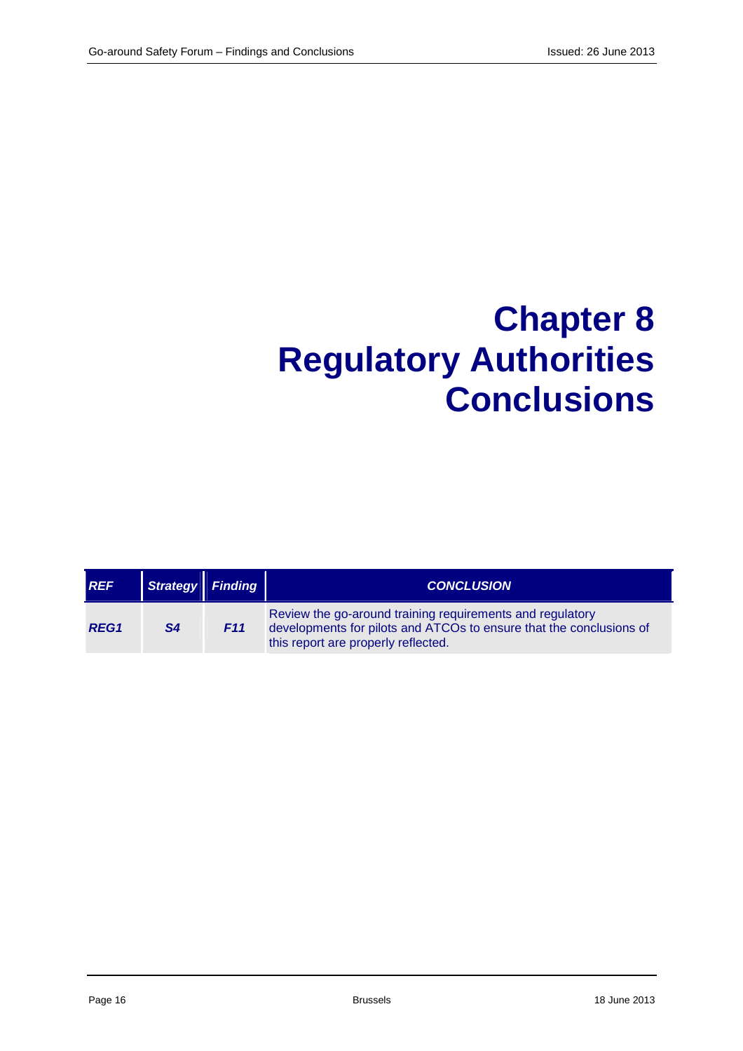# Chapter 8
# Regulatory Authorities Conclusions

| REF | Strategy | Finding | CONCLUSION |
|---|---|---|---|
| REG1 | S4 | F11 | Review the go-around training requirements and regulatory developments for pilots and ATCOs to ensure that the conclusions of this report are properly reflected. |